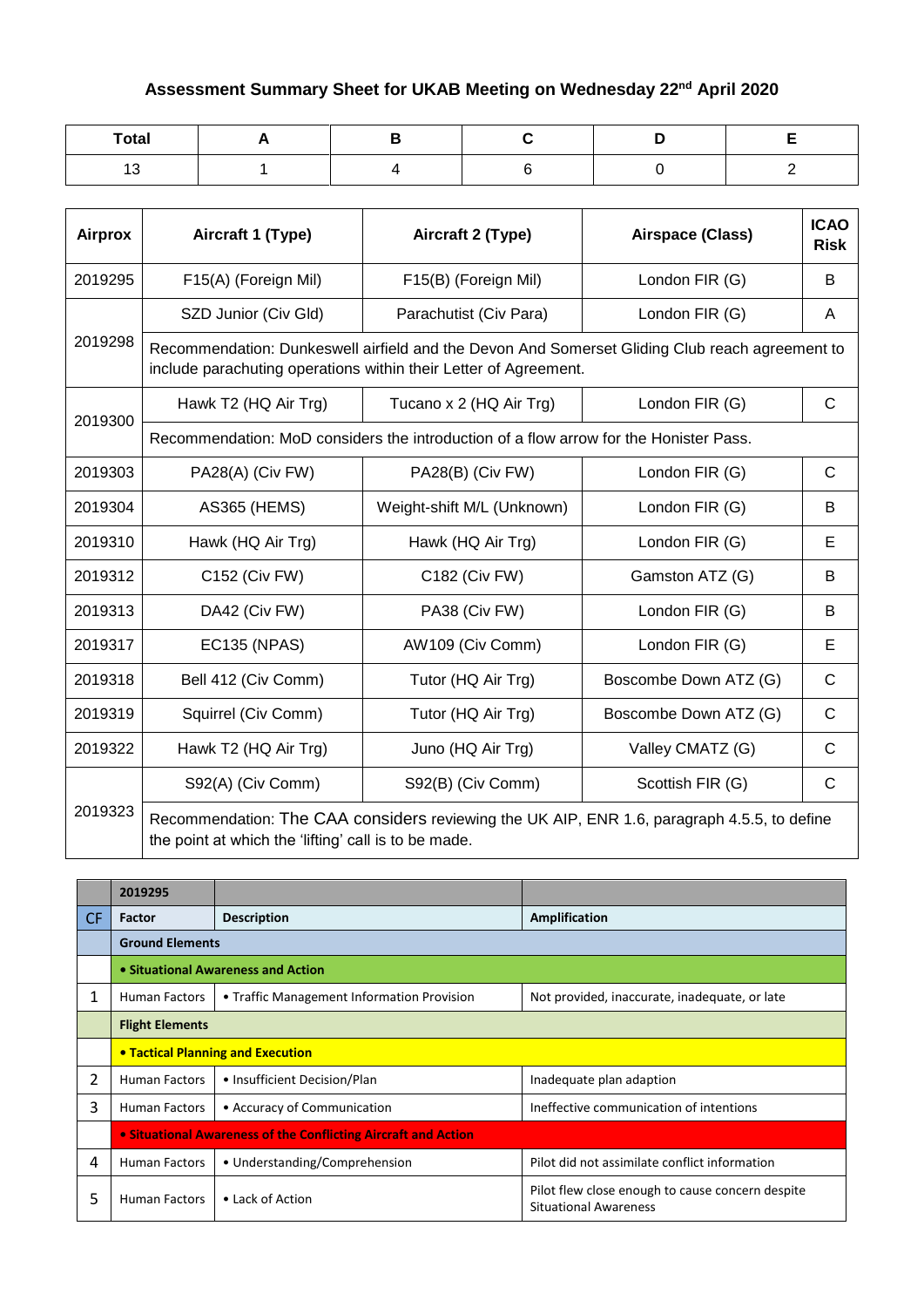# Assessment Summary Sheet for UKAB Meeting on Wednesday 22nd April 2020

| Total | A | B | C | D | E |
|---|---|---|---|---|---|
| 13 | 1 | 4 | 6 | 0 | 2 |

| Airprox | Aircraft 1 (Type) | Aircraft 2 (Type) | Airspace (Class) | ICAO Risk |
|---|---|---|---|---|
| 2019295 | F15(A) (Foreign Mil) | F15(B) (Foreign Mil) | London FIR (G) | B |
| 2019298 | SZD Junior (Civ Gld) | Parachutist (Civ Para) | London FIR (G) | A |
| | Recommendation: Dunkeswell airfield and the Devon And Somerset Gliding Club reach agreement to include parachuting operations within their Letter of Agreement. | | | |
| 2019300 | Hawk T2 (HQ Air Trg) | Tucano x 2 (HQ Air Trg) | London FIR (G) | C |
| | Recommendation: MoD considers the introduction of a flow arrow for the Honister Pass. | | | |
| 2019303 | PA28(A) (Civ FW) | PA28(B) (Civ FW) | London FIR (G) | C |
| 2019304 | AS365 (HEMS) | Weight-shift M/L (Unknown) | London FIR (G) | B |
| 2019310 | Hawk (HQ Air Trg) | Hawk (HQ Air Trg) | London FIR (G) | E |
| 2019312 | C152 (Civ FW) | C182 (Civ FW) | Gamston ATZ (G) | B |
| 2019313 | DA42 (Civ FW) | PA38 (Civ FW) | London FIR (G) | B |
| 2019317 | EC135 (NPAS) | AW109 (Civ Comm) | London FIR (G) | E |
| 2019318 | Bell 412 (Civ Comm) | Tutor (HQ Air Trg) | Boscombe Down ATZ (G) | C |
| 2019319 | Squirrel (Civ Comm) | Tutor (HQ Air Trg) | Boscombe Down ATZ (G) | C |
| 2019322 | Hawk T2 (HQ Air Trg) | Juno (HQ Air Trg) | Valley CMATZ (G) | C |
| 2019323 | S92(A) (Civ Comm) | S92(B) (Civ Comm) | Scottish FIR (G) | C |
| | Recommendation: The CAA considers reviewing the UK AIP, ENR 1.6, paragraph 4.5.5, to define the point at which the 'lifting' call is to be made. | | | |

| | 2019295 | | |
|---|---|---|---|
| CF | Factor | Description | Amplification |
| | **Ground Elements** | | |
| | **• Situational Awareness and Action** | | |
| 1 | Human Factors | • Traffic Management Information Provision | Not provided, inaccurate, inadequate, or late |
| | **Flight Elements** | | |
| | **• Tactical Planning and Execution** | | |
| 2 | Human Factors | • Insufficient Decision/Plan | Inadequate plan adaption |
| 3 | Human Factors | • Accuracy of Communication | Ineffective communication of intentions |
| | **• Situational Awareness of the Conflicting Aircraft and Action** | | |
| 4 | Human Factors | • Understanding/Comprehension | Pilot did not assimilate conflict information |
| 5 | Human Factors | • Lack of Action | Pilot flew close enough to cause concern despite Situational Awareness |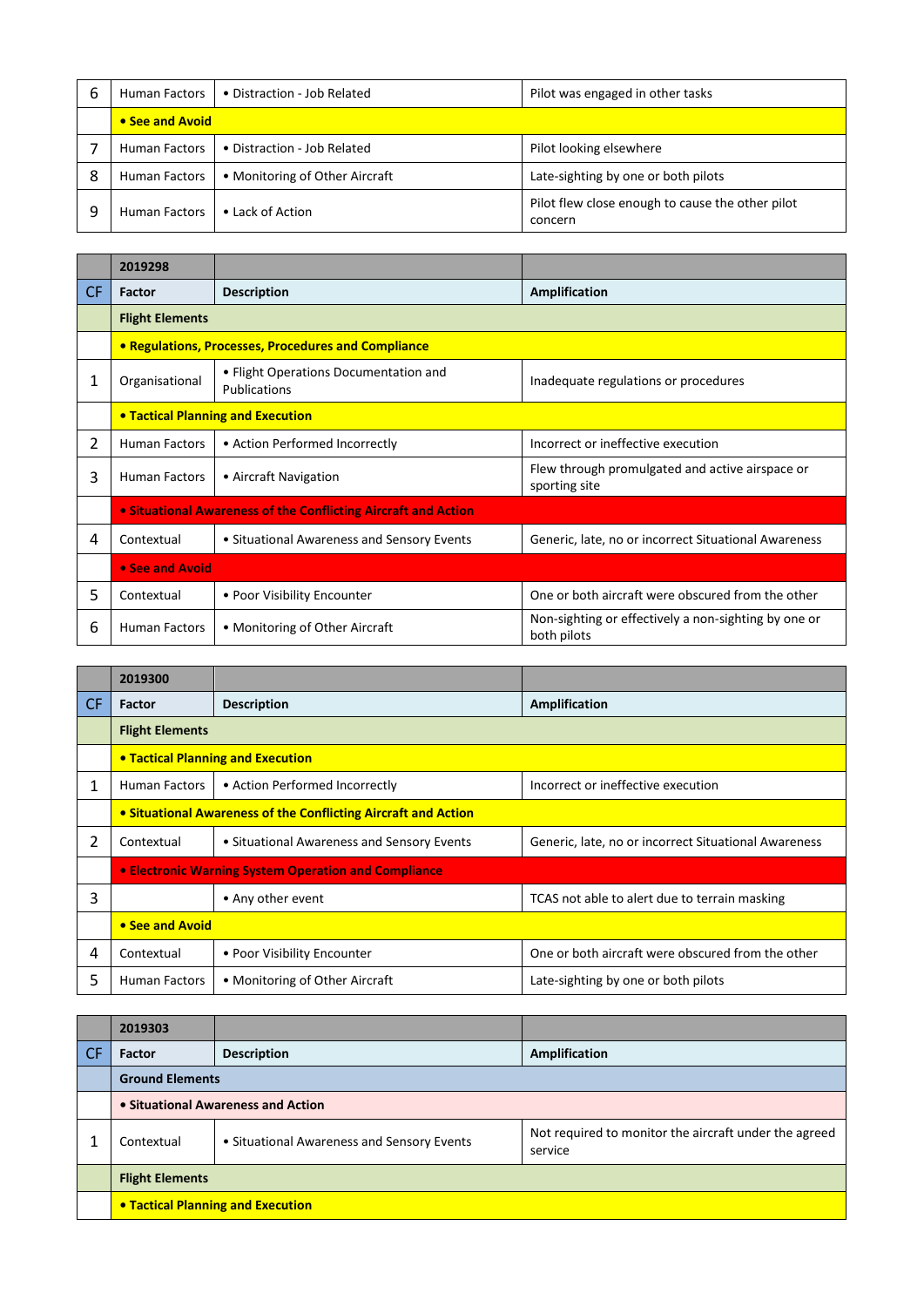| 6 | Human Factors | • Distraction - Job Related | Pilot was engaged in other tasks |
|---|---|---|---|
| | **• See and Avoid** | | |
| 7 | Human Factors | • Distraction - Job Related | Pilot looking elsewhere |
| 8 | Human Factors | • Monitoring of Other Aircraft | Late-sighting by one or both pilots |
| 9 | Human Factors | • Lack of Action | Pilot flew close enough to cause the other pilot concern |

| | **2019298** | | |
|---|---|---|---|
| CF | **Factor** | **Description** | **Amplification** |
| | **Flight Elements** | | |
| | **• Regulations, Processes, Procedures and Compliance** | | |
| 1 | Organisational | • Flight Operations Documentation and Publications | Inadequate regulations or procedures |
| | **• Tactical Planning and Execution** | | |
| 2 | Human Factors | • Action Performed Incorrectly | Incorrect or ineffective execution |
| 3 | Human Factors | • Aircraft Navigation | Flew through promulgated and active airspace or sporting site |
| | **• Situational Awareness of the Conflicting Aircraft and Action** | | |
| 4 | Contextual | • Situational Awareness and Sensory Events | Generic, late, no or incorrect Situational Awareness |
| | **• See and Avoid** | | |
| 5 | Contextual | • Poor Visibility Encounter | One or both aircraft were obscured from the other |
| 6 | Human Factors | • Monitoring of Other Aircraft | Non-sighting or effectively a non-sighting by one or both pilots |

| | **2019300** | | |
|---|---|---|---|
| CF | **Factor** | **Description** | **Amplification** |
| | **Flight Elements** | | |
| | **• Tactical Planning and Execution** | | |
| 1 | Human Factors | • Action Performed Incorrectly | Incorrect or ineffective execution |
| | **• Situational Awareness of the Conflicting Aircraft and Action** | | |
| 2 | Contextual | • Situational Awareness and Sensory Events | Generic, late, no or incorrect Situational Awareness |
| | **• Electronic Warning System Operation and Compliance** | | |
| 3 | | • Any other event | TCAS not able to alert due to terrain masking |
| | **• See and Avoid** | | |
| 4 | Contextual | • Poor Visibility Encounter | One or both aircraft were obscured from the other |
| 5 | Human Factors | • Monitoring of Other Aircraft | Late-sighting by one or both pilots |

| | **2019303** | | |
|---|---|---|---|
| CF | **Factor** | **Description** | **Amplification** |
| | **Ground Elements** | | |
| | **• Situational Awareness and Action** | | |
| 1 | Contextual | • Situational Awareness and Sensory Events | Not required to monitor the aircraft under the agreed service |
| | **Flight Elements** | | |
| | **• Tactical Planning and Execution** | | |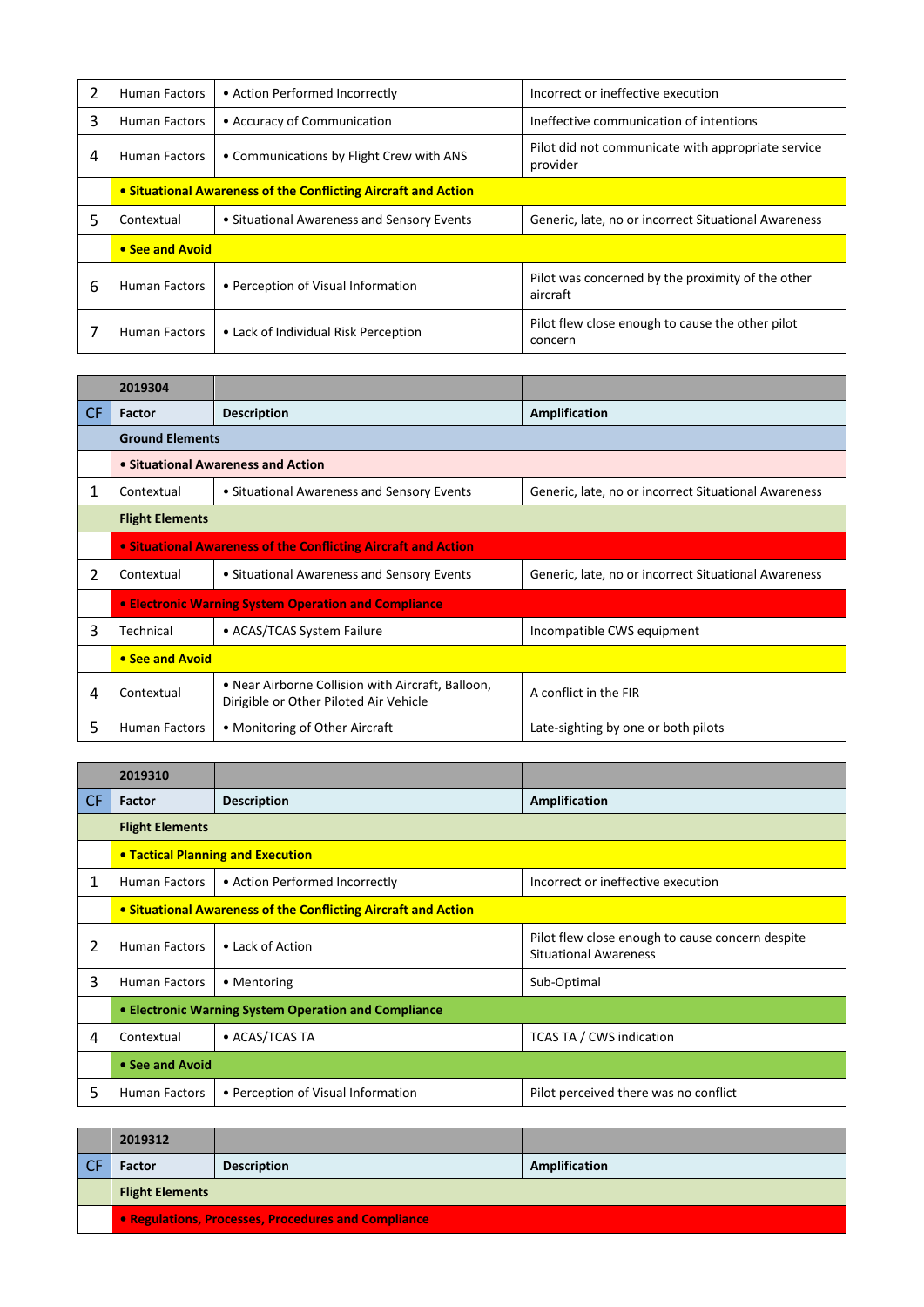| | | | |
|---|---|---|---|
| 2 | Human Factors | • Action Performed Incorrectly | Incorrect or ineffective execution |
| 3 | Human Factors | • Accuracy of Communication | Ineffective communication of intentions |
| 4 | Human Factors | • Communications by Flight Crew with ANS | Pilot did not communicate with appropriate service provider |
| | **• Situational Awareness of the Conflicting Aircraft and Action** | | |
| 5 | Contextual | • Situational Awareness and Sensory Events | Generic, late, no or incorrect Situational Awareness |
| | **• See and Avoid** | | |
| 6 | Human Factors | • Perception of Visual Information | Pilot was concerned by the proximity of the other aircraft |
| 7 | Human Factors | • Lack of Individual Risk Perception | Pilot flew close enough to cause the other pilot concern |

| | **2019304** | | |
|---|---|---|---|
| CF | **Factor** | **Description** | **Amplification** |
| | **Ground Elements** | | |
| | **• Situational Awareness and Action** | | |
| 1 | Contextual | • Situational Awareness and Sensory Events | Generic, late, no or incorrect Situational Awareness |
| | **Flight Elements** | | |
| | **• Situational Awareness of the Conflicting Aircraft and Action** | | |
| 2 | Contextual | • Situational Awareness and Sensory Events | Generic, late, no or incorrect Situational Awareness |
| | **• Electronic Warning System Operation and Compliance** | | |
| 3 | Technical | • ACAS/TCAS System Failure | Incompatible CWS equipment |
| | **• See and Avoid** | | |
| 4 | Contextual | • Near Airborne Collision with Aircraft, Balloon, Dirigible or Other Piloted Air Vehicle | A conflict in the FIR |
| 5 | Human Factors | • Monitoring of Other Aircraft | Late-sighting by one or both pilots |

| | **2019310** | | |
|---|---|---|---|
| CF | **Factor** | **Description** | **Amplification** |
| | **Flight Elements** | | |
| | **• Tactical Planning and Execution** | | |
| 1 | Human Factors | • Action Performed Incorrectly | Incorrect or ineffective execution |
| | **• Situational Awareness of the Conflicting Aircraft and Action** | | |
| 2 | Human Factors | • Lack of Action | Pilot flew close enough to cause concern despite Situational Awareness |
| 3 | Human Factors | • Mentoring | Sub-Optimal |
| | **• Electronic Warning System Operation and Compliance** | | |
| 4 | Contextual | • ACAS/TCAS TA | TCAS TA / CWS indication |
| | **• See and Avoid** | | |
| 5 | Human Factors | • Perception of Visual Information | Pilot perceived there was no conflict |

| | **2019312** | | |
|---|---|---|---|
| CF | **Factor** | **Description** | **Amplification** |
| | **Flight Elements** | | |
| | **• Regulations, Processes, Procedures and Compliance** | | |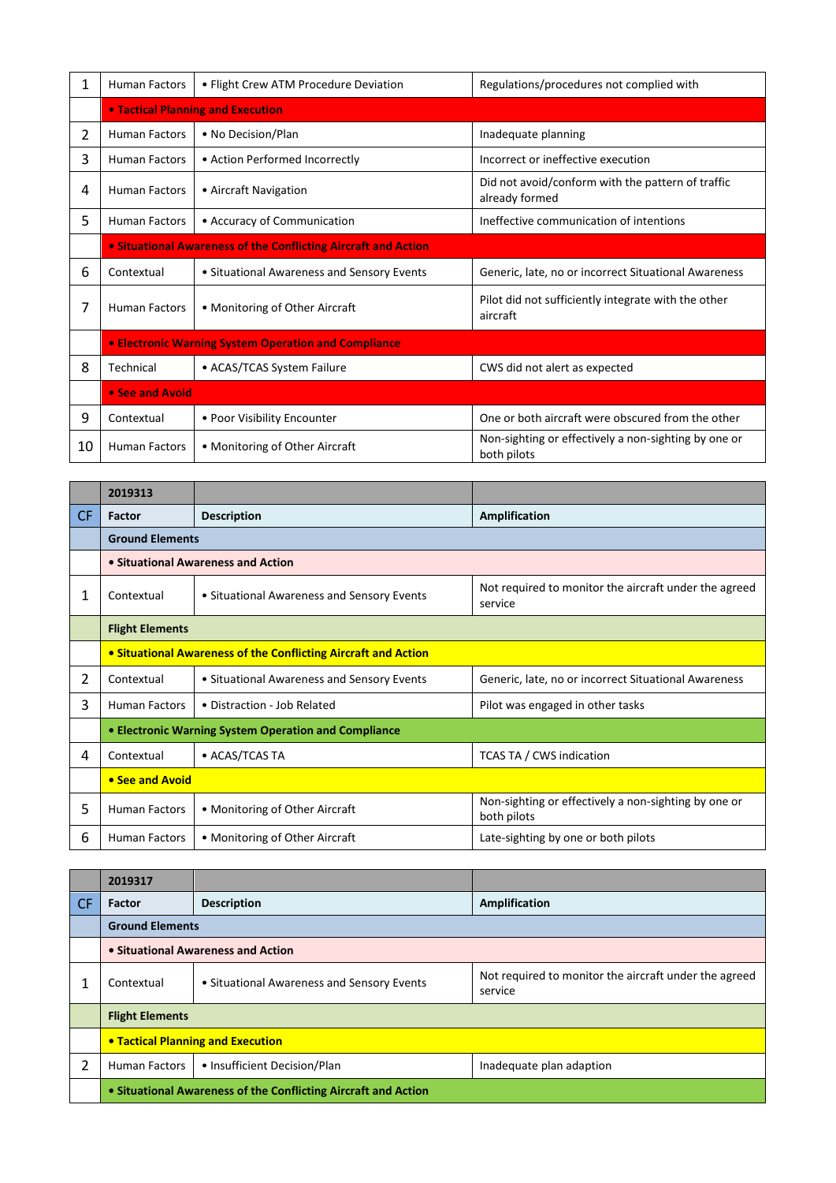| | | | |
|---|---|---|---|
| 1 | Human Factors | • Flight Crew ATM Procedure Deviation | Regulations/procedures not complied with |
| | **• Tactical Planning and Execution** | | |
| 2 | Human Factors | • No Decision/Plan | Inadequate planning |
| 3 | Human Factors | • Action Performed Incorrectly | Incorrect or ineffective execution |
| 4 | Human Factors | • Aircraft Navigation | Did not avoid/conform with the pattern of traffic already formed |
| 5 | Human Factors | • Accuracy of Communication | Ineffective communication of intentions |
| | **• Situational Awareness of the Conflicting Aircraft and Action** | | |
| 6 | Contextual | • Situational Awareness and Sensory Events | Generic, late, no or incorrect Situational Awareness |
| 7 | Human Factors | • Monitoring of Other Aircraft | Pilot did not sufficiently integrate with the other aircraft |
| | **• Electronic Warning System Operation and Compliance** | | |
| 8 | Technical | • ACAS/TCAS System Failure | CWS did not alert as expected |
| | **• See and Avoid** | | |
| 9 | Contextual | • Poor Visibility Encounter | One or both aircraft were obscured from the other |
| 10 | Human Factors | • Monitoring of Other Aircraft | Non-sighting or effectively a non-sighting by one or both pilots |

| | **2019313** | | |
|---|---|---|---|
| CF | **Factor** | **Description** | **Amplification** |
| | **Ground Elements** | | |
| | **• Situational Awareness and Action** | | |
| 1 | Contextual | • Situational Awareness and Sensory Events | Not required to monitor the aircraft under the agreed service |
| | **Flight Elements** | | |
| | **• Situational Awareness of the Conflicting Aircraft and Action** | | |
| 2 | Contextual | • Situational Awareness and Sensory Events | Generic, late, no or incorrect Situational Awareness |
| 3 | Human Factors | • Distraction - Job Related | Pilot was engaged in other tasks |
| | **• Electronic Warning System Operation and Compliance** | | |
| 4 | Contextual | • ACAS/TCAS TA | TCAS TA / CWS indication |
| | **• See and Avoid** | | |
| 5 | Human Factors | • Monitoring of Other Aircraft | Non-sighting or effectively a non-sighting by one or both pilots |
| 6 | Human Factors | • Monitoring of Other Aircraft | Late-sighting by one or both pilots |

| | **2019317** | | |
|---|---|---|---|
| CF | **Factor** | **Description** | **Amplification** |
| | **Ground Elements** | | |
| | **• Situational Awareness and Action** | | |
| 1 | Contextual | • Situational Awareness and Sensory Events | Not required to monitor the aircraft under the agreed service |
| | **Flight Elements** | | |
| | **• Tactical Planning and Execution** | | |
| 2 | Human Factors | • Insufficient Decision/Plan | Inadequate plan adaption |
| | **• Situational Awareness of the Conflicting Aircraft and Action** | | |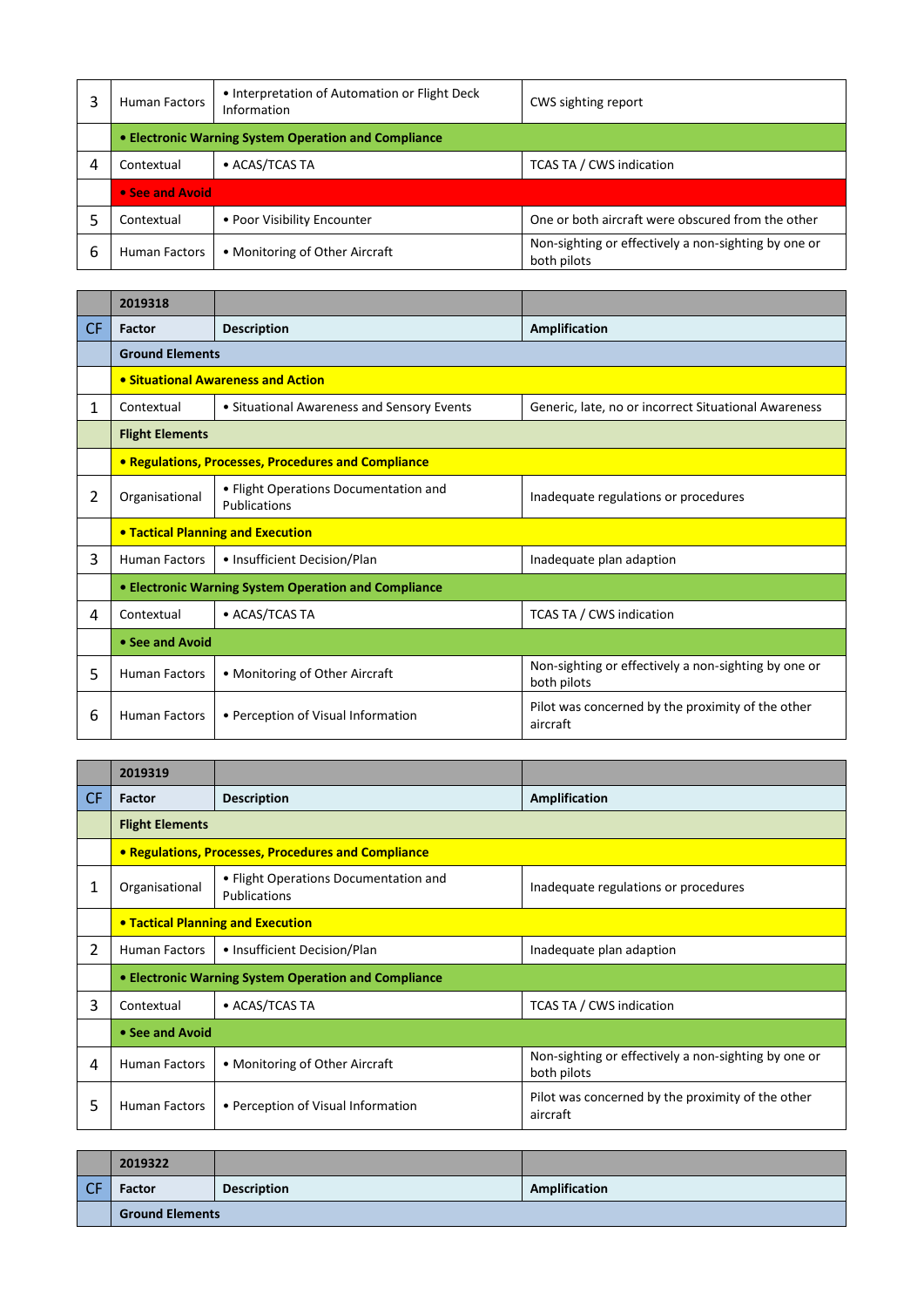| | | | |
|---|---|---|---|
| 3 | Human Factors | • Interpretation of Automation or Flight Deck Information | CWS sighting report |
| | **• Electronic Warning System Operation and Compliance** | | |
| 4 | Contextual | • ACAS/TCAS TA | TCAS TA / CWS indication |
| | **• See and Avoid** | | |
| 5 | Contextual | • Poor Visibility Encounter | One or both aircraft were obscured from the other |
| 6 | Human Factors | • Monitoring of Other Aircraft | Non-sighting or effectively a non-sighting by one or both pilots |

| | **2019318** | | |
|---|---|---|---|
| CF | **Factor** | **Description** | **Amplification** |
| | **Ground Elements** | | |
| | **• Situational Awareness and Action** | | |
| 1 | Contextual | • Situational Awareness and Sensory Events | Generic, late, no or incorrect Situational Awareness |
| | **Flight Elements** | | |
| | **• Regulations, Processes, Procedures and Compliance** | | |
| 2 | Organisational | • Flight Operations Documentation and Publications | Inadequate regulations or procedures |
| | **• Tactical Planning and Execution** | | |
| 3 | Human Factors | • Insufficient Decision/Plan | Inadequate plan adaption |
| | **• Electronic Warning System Operation and Compliance** | | |
| 4 | Contextual | • ACAS/TCAS TA | TCAS TA / CWS indication |
| | **• See and Avoid** | | |
| 5 | Human Factors | • Monitoring of Other Aircraft | Non-sighting or effectively a non-sighting by one or both pilots |
| 6 | Human Factors | • Perception of Visual Information | Pilot was concerned by the proximity of the other aircraft |

| | **2019319** | | |
|---|---|---|---|
| CF | **Factor** | **Description** | **Amplification** |
| | **Flight Elements** | | |
| | **• Regulations, Processes, Procedures and Compliance** | | |
| 1 | Organisational | • Flight Operations Documentation and Publications | Inadequate regulations or procedures |
| | **• Tactical Planning and Execution** | | |
| 2 | Human Factors | • Insufficient Decision/Plan | Inadequate plan adaption |
| | **• Electronic Warning System Operation and Compliance** | | |
| 3 | Contextual | • ACAS/TCAS TA | TCAS TA / CWS indication |
| | **• See and Avoid** | | |
| 4 | Human Factors | • Monitoring of Other Aircraft | Non-sighting or effectively a non-sighting by one or both pilots |
| 5 | Human Factors | • Perception of Visual Information | Pilot was concerned by the proximity of the other aircraft |

| | **2019322** | | |
|---|---|---|---|
| CF | **Factor** | **Description** | **Amplification** |
| | **Ground Elements** | | |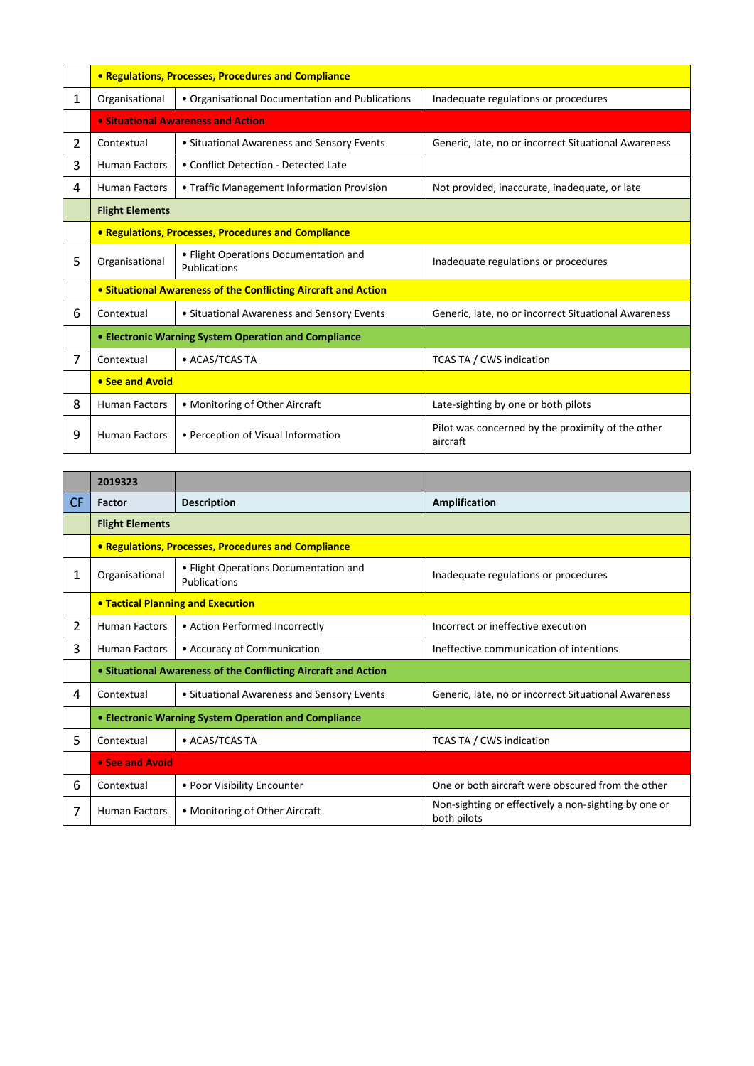| | | | |
|---|---|---|---|
| | **• Regulations, Processes, Procedures and Compliance** | | |
| 1 | Organisational | • Organisational Documentation and Publications | Inadequate regulations or procedures |
| | **• Situational Awareness and Action** | | |
| 2 | Contextual | • Situational Awareness and Sensory Events | Generic, late, no or incorrect Situational Awareness |
| 3 | Human Factors | • Conflict Detection - Detected Late | |
| 4 | Human Factors | • Traffic Management Information Provision | Not provided, inaccurate, inadequate, or late |
| | **Flight Elements** | | |
| | **• Regulations, Processes, Procedures and Compliance** | | |
| 5 | Organisational | • Flight Operations Documentation and Publications | Inadequate regulations or procedures |
| | **• Situational Awareness of the Conflicting Aircraft and Action** | | |
| 6 | Contextual | • Situational Awareness and Sensory Events | Generic, late, no or incorrect Situational Awareness |
| | **• Electronic Warning System Operation and Compliance** | | |
| 7 | Contextual | • ACAS/TCAS TA | TCAS TA / CWS indication |
| | **• See and Avoid** | | |
| 8 | Human Factors | • Monitoring of Other Aircraft | Late-sighting by one or both pilots |
| 9 | Human Factors | • Perception of Visual Information | Pilot was concerned by the proximity of the other aircraft |

| | **2019323** | | |
|---|---|---|---|
| CF | **Factor** | **Description** | **Amplification** |
| | **Flight Elements** | | |
| | **• Regulations, Processes, Procedures and Compliance** | | |
| 1 | Organisational | • Flight Operations Documentation and Publications | Inadequate regulations or procedures |
| | **• Tactical Planning and Execution** | | |
| 2 | Human Factors | • Action Performed Incorrectly | Incorrect or ineffective execution |
| 3 | Human Factors | • Accuracy of Communication | Ineffective communication of intentions |
| | **• Situational Awareness of the Conflicting Aircraft and Action** | | |
| 4 | Contextual | • Situational Awareness and Sensory Events | Generic, late, no or incorrect Situational Awareness |
| | **• Electronic Warning System Operation and Compliance** | | |
| 5 | Contextual | • ACAS/TCAS TA | TCAS TA / CWS indication |
| | **• See and Avoid** | | |
| 6 | Contextual | • Poor Visibility Encounter | One or both aircraft were obscured from the other |
| 7 | Human Factors | • Monitoring of Other Aircraft | Non-sighting or effectively a non-sighting by one or both pilots |